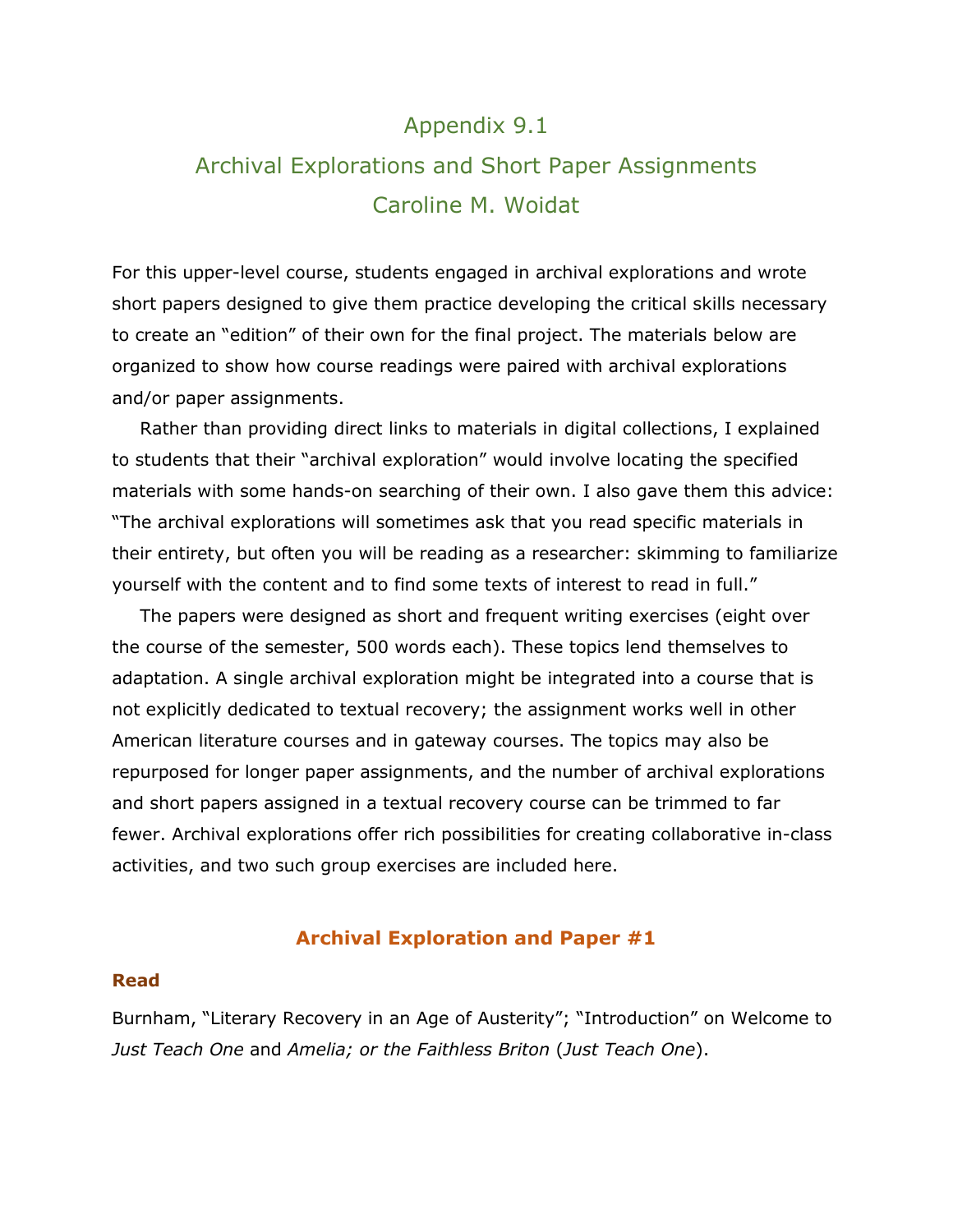# Appendix 9.1

# Archival Explorations and Short Paper Assignments

# Caroline M. Woidat

For this upper-level course, students engaged in archival explorations and wrote short papers designed to give them practice developing the critical skills necessary to create an "edition" of their own for the final project. The materials below are organized to show how course readings were paired with archival explorations and/or paper assignments.

Rather than providing direct links to materials in digital collections, I explained to students that their "archival exploration" would involve locating the specified materials with some hands-on searching of their own. I also gave them this advice: "The archival explorations will sometimes ask that you read specific materials in their entirety, but often you will be reading as a researcher: skimming to familiarize yourself with the content and to find some texts of interest to read in full."

The papers were designed as short and frequent writing exercises (eight over the course of the semester, 500 words each). These topics lend themselves to adaptation. A single archival exploration might be integrated into a course that is not explicitly dedicated to textual recovery; the assignment works well in other American literature courses and in gateway courses. The topics may also be repurposed for longer paper assignments, and the number of archival explorations and short papers assigned in a textual recovery course can be trimmed to far fewer. Archival explorations offer rich possibilities for creating collaborative in-class activities, and two such group exercises are included here.

## Archival Exploration and Paper #1

### Read

Burnham, "Literary Recovery in an Age of Austerity"; "Introduction" on Welcome to *Just Teach One* and *Amelia; or the Faithless Briton* (*Just Teach One*).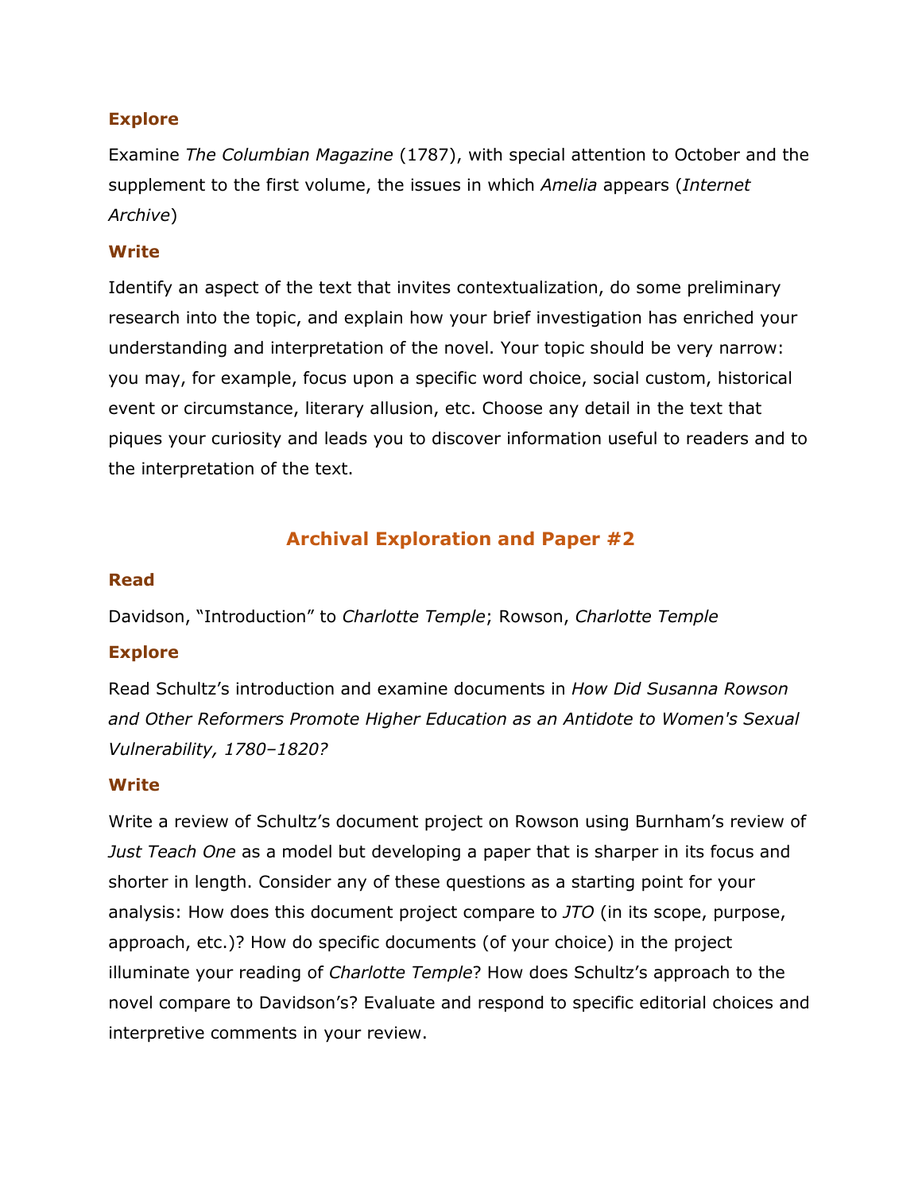### Explore

Examine *The Columbian Magazine* (1787), with special attention to October and the supplement to the first volume, the issues in which *Amelia* appears (*Internet Archive*)

### Write

Identify an aspect of the text that invites contextualization, do some preliminary research into the topic, and explain how your brief investigation has enriched your understanding and interpretation of the novel. Your topic should be very narrow: you may, for example, focus upon a specific word choice, social custom, historical event or circumstance, literary allusion, etc. Choose any detail in the text that piques your curiosity and leads you to discover information useful to readers and to the interpretation of the text.

## Archival Exploration and Paper #2

### Read

Davidson, "Introduction" to *Charlotte Temple*; Rowson, *Charlotte Temple*

### Explore

Read Schultz's introduction and examine documents in *How Did Susanna Rowson and Other Reformers Promote Higher Education as an Antidote to Women's Sexual Vulnerability, 1780–1820?*

### Write

Write a review of Schultz's document project on Rowson using Burnham's review of *Just Teach One* as a model but developing a paper that is sharper in its focus and shorter in length. Consider any of these questions as a starting point for your analysis: How does this document project compare to *JTO* (in its scope, purpose, approach, etc.)? How do specific documents (of your choice) in the project illuminate your reading of *Charlotte Temple*? How does Schultz's approach to the novel compare to Davidson's? Evaluate and respond to specific editorial choices and interpretive comments in your review.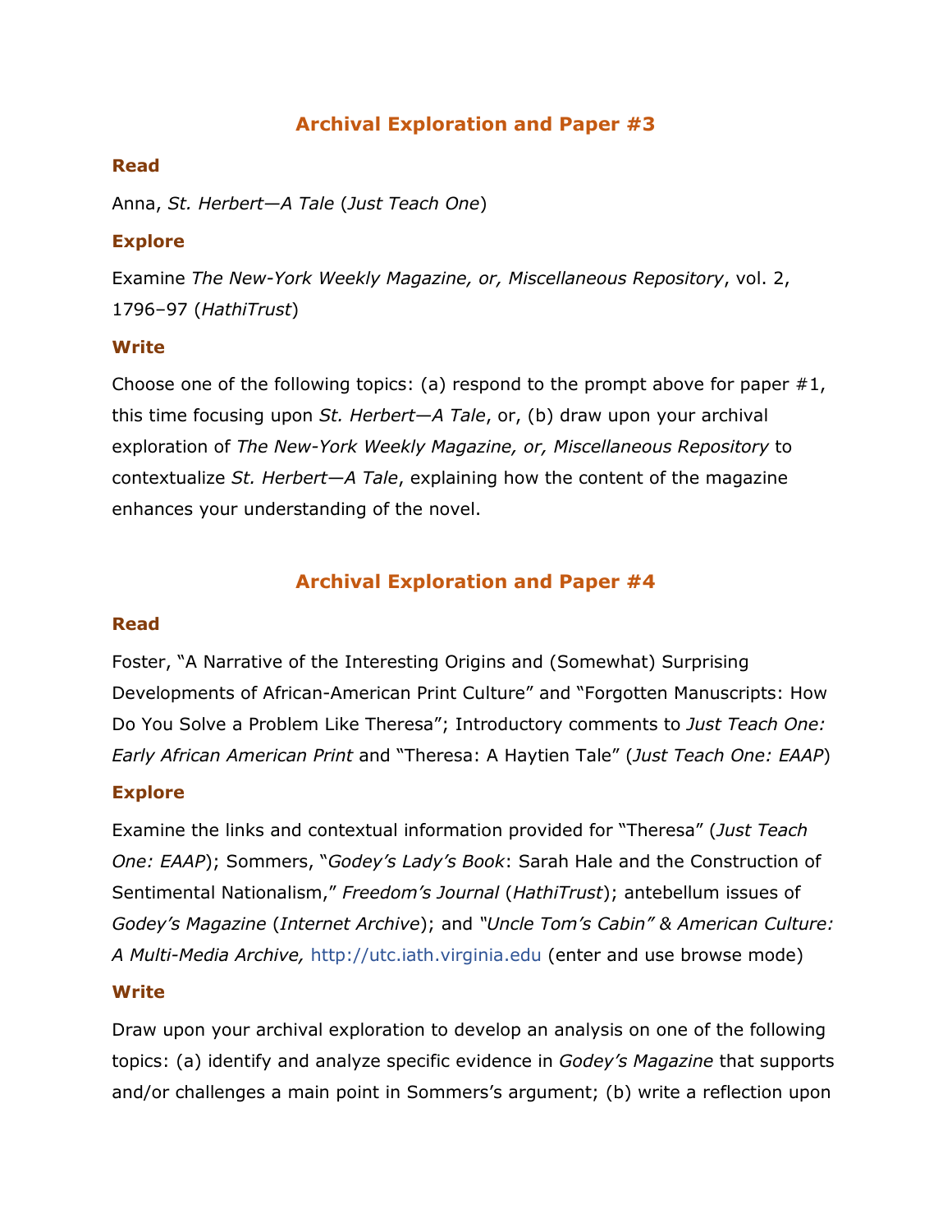## Archival Exploration and Paper #3

### Read

Anna, *St. Herbert—A Tale* (*Just Teach One*)

### Explore

Examine *The New-York Weekly Magazine, or, Miscellaneous Repository*, vol. 2, 1796–97 (*HathiTrust*)

### Write

Choose one of the following topics: (a) respond to the prompt above for paper #1, this time focusing upon *St. Herbert—A Tale*, or, (b) draw upon your archival exploration of *The New-York Weekly Magazine, or, Miscellaneous Repository* to contextualize *St. Herbert—A Tale*, explaining how the content of the magazine enhances your understanding of the novel.

## Archival Exploration and Paper #4

### Read

Foster, "A Narrative of the Interesting Origins and (Somewhat) Surprising Developments of African-American Print Culture" and "Forgotten Manuscripts: How Do You Solve a Problem Like Theresa"; Introductory comments to *Just Teach One: Early African American Print* and "Theresa: A Haytien Tale" (*Just Teach One: EAAP*)

### Explore

Examine the links and contextual information provided for "Theresa" (*Just Teach One: EAAP*); Sommers, "*Godey's Lady's Book*: Sarah Hale and the Construction of Sentimental Nationalism," *Freedom's Journal* (*HathiTrust*); antebellum issues of *Godey's Magazine* (*Internet Archive*); and *"Uncle Tom's Cabin" & American Culture: A Multi-Media Archive,* http://utc.iath.virginia.edu (enter and use browse mode)

### Write

Draw upon your archival exploration to develop an analysis on one of the following topics: (a) identify and analyze specific evidence in *Godey's Magazine* that supports and/or challenges a main point in Sommers's argument; (b) write a reflection upon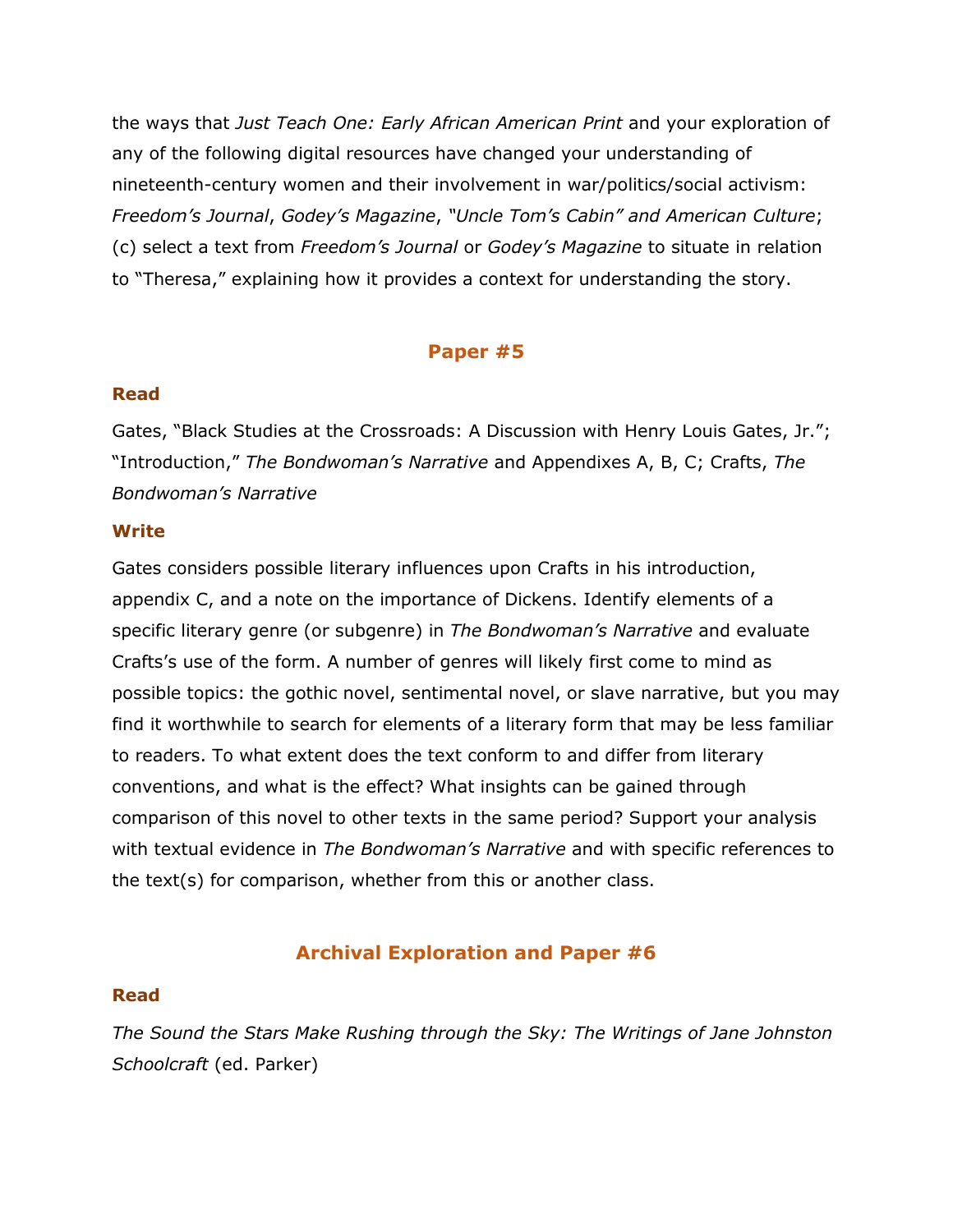the ways that *Just Teach One: Early African American Print* and your exploration of any of the following digital resources have changed your understanding of nineteenth-century women and their involvement in war/politics/social activism: *Freedom's Journal*, *Godey's Magazine*, *"Uncle Tom's Cabin" and American Culture*; (c) select a text from *Freedom's Journal* or *Godey's Magazine* to situate in relation to "Theresa," explaining how it provides a context for understanding the story.

## Paper #5

### Read

Gates, "Black Studies at the Crossroads: A Discussion with Henry Louis Gates, Jr."; "Introduction," *The Bondwoman's Narrative* and Appendixes A, B, C; Crafts, *The Bondwoman's Narrative*

### Write

Gates considers possible literary influences upon Crafts in his introduction, appendix C, and a note on the importance of Dickens. Identify elements of a specific literary genre (or subgenre) in *The Bondwoman's Narrative* and evaluate Crafts's use of the form. A number of genres will likely first come to mind as possible topics: the gothic novel, sentimental novel, or slave narrative, but you may find it worthwhile to search for elements of a literary form that may be less familiar to readers. To what extent does the text conform to and differ from literary conventions, and what is the effect? What insights can be gained through comparison of this novel to other texts in the same period? Support your analysis with textual evidence in *The Bondwoman's Narrative* and with specific references to the text(s) for comparison, whether from this or another class.

## Archival Exploration and Paper #6

### Read

*The Sound the Stars Make Rushing through the Sky: The Writings of Jane Johnston Schoolcraft* (ed. Parker)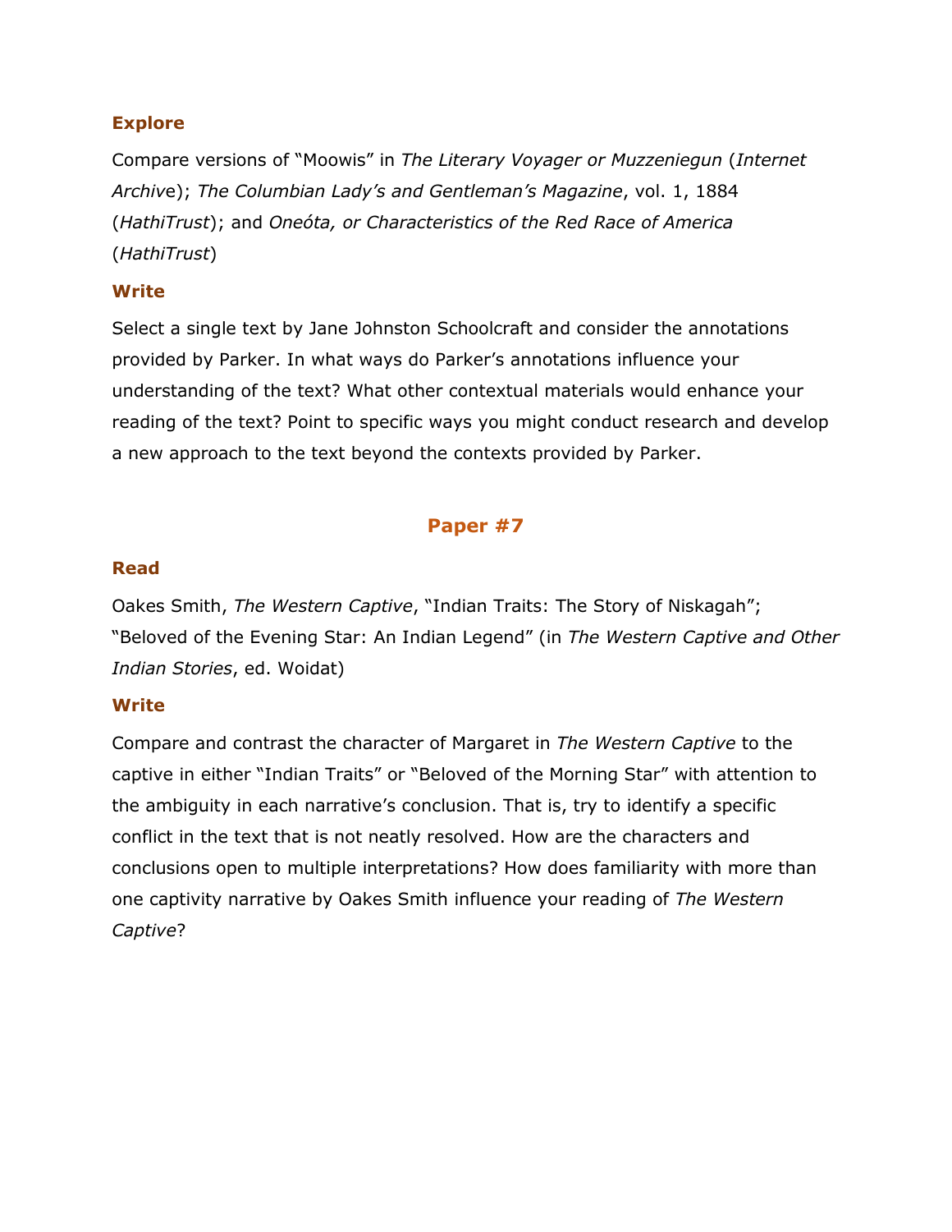### Explore

Compare versions of "Moowis" in *The Literary Voyager or Muzzeniegun* (*Internet Archive*); *The Columbian Lady's and Gentleman's Magazine*, vol. 1, 1884 (*HathiTrust*); and *Oneóta, or Characteristics of the Red Race of America* (*HathiTrust*)

### Write

Select a single text by Jane Johnston Schoolcraft and consider the annotations provided by Parker. In what ways do Parker's annotations influence your understanding of the text? What other contextual materials would enhance your reading of the text? Point to specific ways you might conduct research and develop a new approach to the text beyond the contexts provided by Parker.

## Paper #7

### Read

Oakes Smith, *The Western Captive*, "Indian Traits: The Story of Niskagah"; "Beloved of the Evening Star: An Indian Legend" (in *The Western Captive and Other Indian Stories*, ed. Woidat)

### Write

Compare and contrast the character of Margaret in *The Western Captive* to the captive in either "Indian Traits" or "Beloved of the Morning Star" with attention to the ambiguity in each narrative's conclusion. That is, try to identify a specific conflict in the text that is not neatly resolved. How are the characters and conclusions open to multiple interpretations? How does familiarity with more than one captivity narrative by Oakes Smith influence your reading of *The Western Captive*?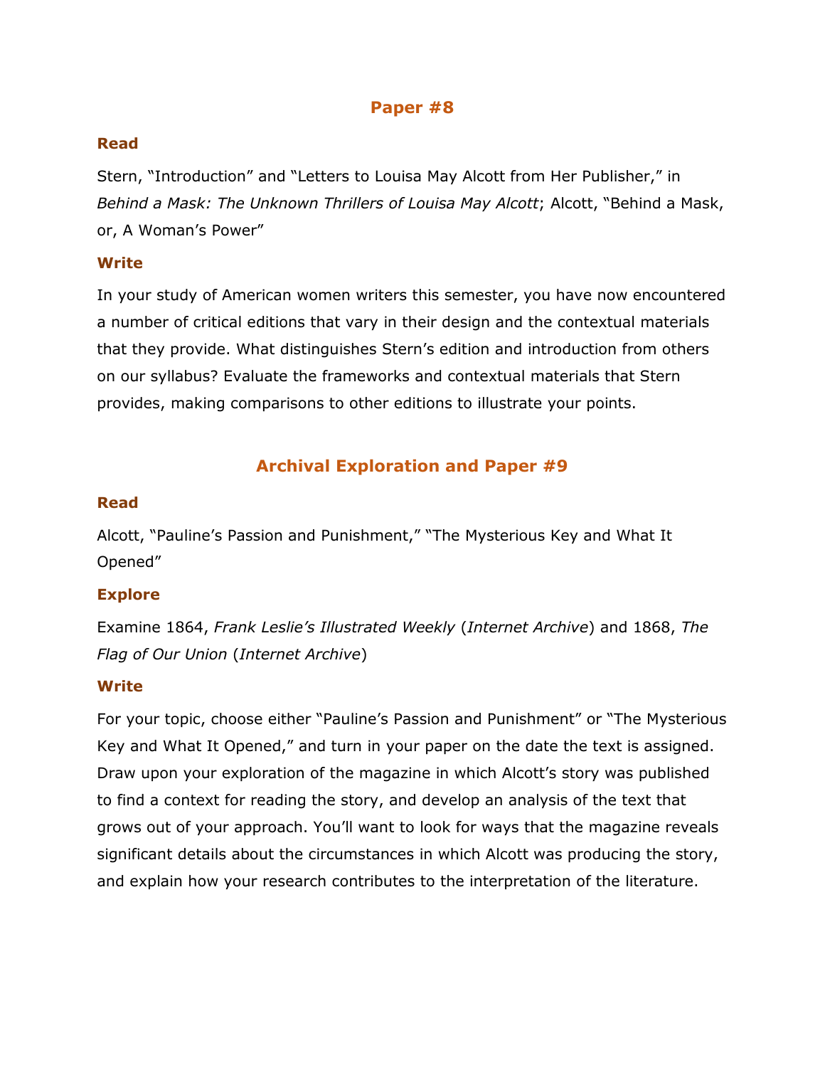## Paper #8

### Read

Stern, "Introduction" and "Letters to Louisa May Alcott from Her Publisher," in *Behind a Mask: The Unknown Thrillers of Louisa May Alcott*; Alcott, "Behind a Mask, or, A Woman's Power"

### Write

In your study of American women writers this semester, you have now encountered a number of critical editions that vary in their design and the contextual materials that they provide. What distinguishes Stern's edition and introduction from others on our syllabus? Evaluate the frameworks and contextual materials that Stern provides, making comparisons to other editions to illustrate your points.

## Archival Exploration and Paper #9

### Read

Alcott, "Pauline's Passion and Punishment," "The Mysterious Key and What It Opened"

### Explore

Examine 1864, *Frank Leslie's Illustrated Weekly* (*Internet Archive*) and 1868, *The Flag of Our Union* (*Internet Archive*)

### Write

For your topic, choose either "Pauline's Passion and Punishment" or "The Mysterious Key and What It Opened," and turn in your paper on the date the text is assigned. Draw upon your exploration of the magazine in which Alcott's story was published to find a context for reading the story, and develop an analysis of the text that grows out of your approach. You'll want to look for ways that the magazine reveals significant details about the circumstances in which Alcott was producing the story, and explain how your research contributes to the interpretation of the literature.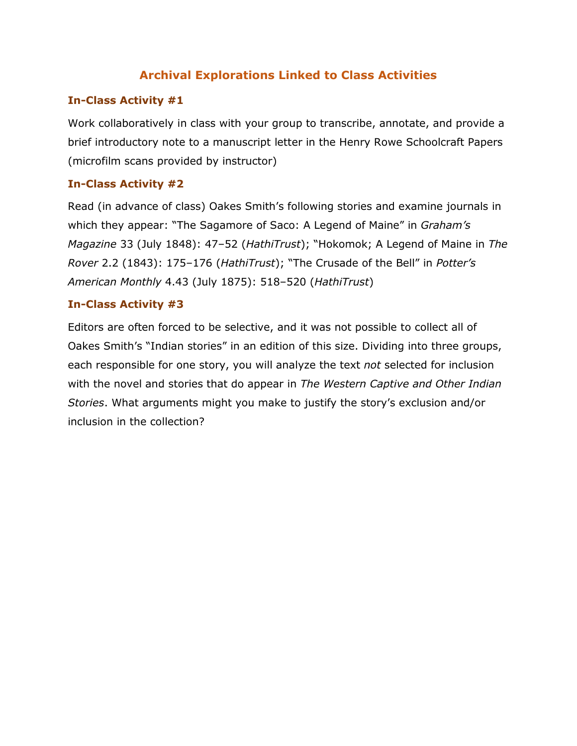## Archival Explorations Linked to Class Activities

### In-Class Activity #1

Work collaboratively in class with your group to transcribe, annotate, and provide a brief introductory note to a manuscript letter in the Henry Rowe Schoolcraft Papers (microfilm scans provided by instructor)

### In-Class Activity #2

Read (in advance of class) Oakes Smith's following stories and examine journals in which they appear: "The Sagamore of Saco: A Legend of Maine" in *Graham's Magazine* 33 (July 1848): 47–52 (*HathiTrust*); "Hokomok; A Legend of Maine in *The Rover* 2.2 (1843): 175–176 (*HathiTrust*); "The Crusade of the Bell" in *Potter's American Monthly* 4.43 (July 1875): 518–520 (*HathiTrust*)

### In-Class Activity #3

Editors are often forced to be selective, and it was not possible to collect all of Oakes Smith's "Indian stories" in an edition of this size. Dividing into three groups, each responsible for one story, you will analyze the text *not* selected for inclusion with the novel and stories that do appear in *The Western Captive and Other Indian Stories*. What arguments might you make to justify the story's exclusion and/or inclusion in the collection?